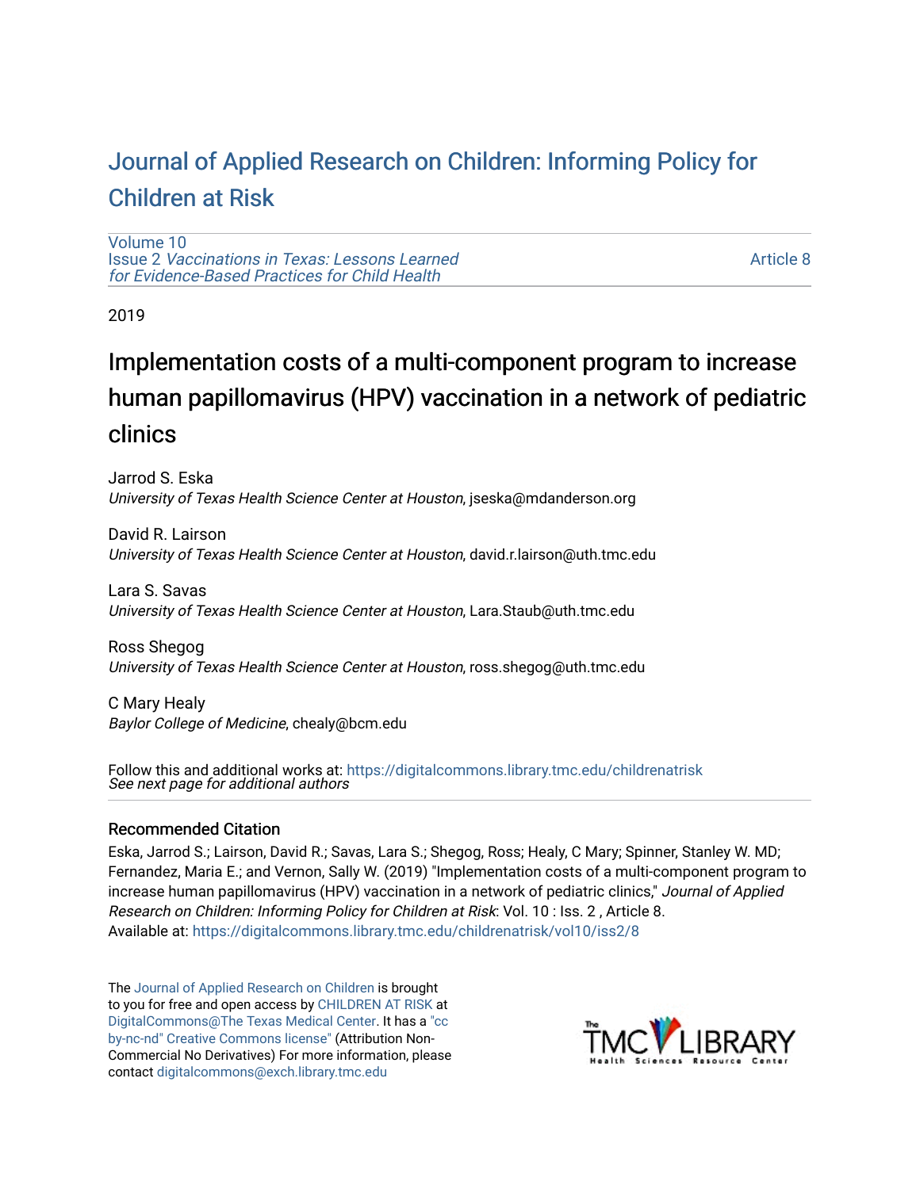# Journal of Applied Research on Children: Informing Policy for Children at Risk

Volume 10
Issue 2 *Vaccinations in Texas: Lessons Learned for Evidence-Based Practices for Child Health*

Article 8

2019

# Implementation costs of a multi-component program to increase human papillomavirus (HPV) vaccination in a network of pediatric clinics

Jarrod S. Eska
*University of Texas Health Science Center at Houston*, jseska@mdanderson.org

David R. Lairson
*University of Texas Health Science Center at Houston*, david.r.lairson@uth.tmc.edu

Lara S. Savas
*University of Texas Health Science Center at Houston*, Lara.Staub@uth.tmc.edu

Ross Shegog
*University of Texas Health Science Center at Houston*, ross.shegog@uth.tmc.edu

C Mary Healy
*Baylor College of Medicine*, chealy@bcm.edu

Follow this and additional works at: https://digitalcommons.library.tmc.edu/childrenatrisk
*See next page for additional authors*

## Recommended Citation

Eska, Jarrod S.; Lairson, David R.; Savas, Lara S.; Shegog, Ross; Healy, C Mary; Spinner, Stanley W. MD; Fernandez, Maria E.; and Vernon, Sally W. (2019) "Implementation costs of a multi-component program to increase human papillomavirus (HPV) vaccination in a network of pediatric clinics," *Journal of Applied Research on Children: Informing Policy for Children at Risk*: Vol. 10 : Iss. 2 , Article 8.
Available at: https://digitalcommons.library.tmc.edu/childrenatrisk/vol10/iss2/8

The Journal of Applied Research on Children is brought to you for free and open access by CHILDREN AT RISK at DigitalCommons@The Texas Medical Center. It has a "cc by-nc-nd" Creative Commons license" (Attribution Non-Commercial No Derivatives) For more information, please contact digitalcommons@exch.library.tmc.edu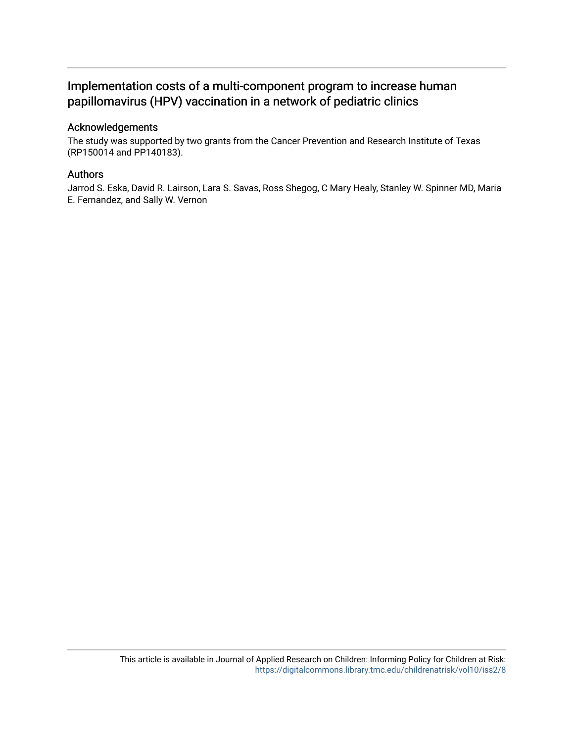# Implementation costs of a multi-component program to increase human papillomavirus (HPV) vaccination in a network of pediatric clinics

## Acknowledgements

The study was supported by two grants from the Cancer Prevention and Research Institute of Texas (RP150014 and PP140183).

## Authors

Jarrod S. Eska, David R. Lairson, Lara S. Savas, Ross Shegog, C Mary Healy, Stanley W. Spinner MD, Maria E. Fernandez, and Sally W. Vernon

This article is available in Journal of Applied Research on Children: Informing Policy for Children at Risk: https://digitalcommons.library.tmc.edu/childrenatrisk/vol10/iss2/8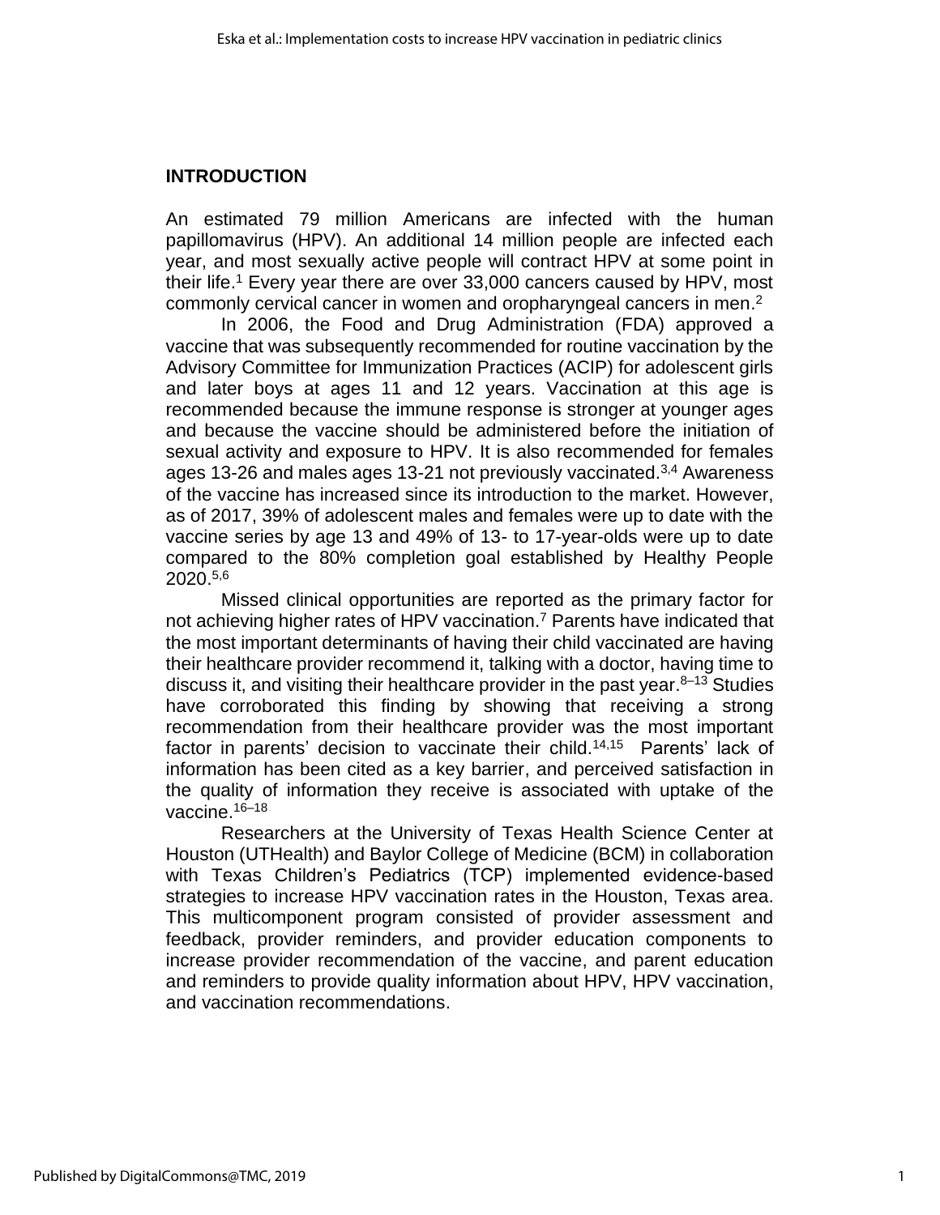## INTRODUCTION

An estimated 79 million Americans are infected with the human papillomavirus (HPV). An additional 14 million people are infected each year, and most sexually active people will contract HPV at some point in their life.[1] Every year there are over 33,000 cancers caused by HPV, most commonly cervical cancer in women and oropharyngeal cancers in men.[2]

In 2006, the Food and Drug Administration (FDA) approved a vaccine that was subsequently recommended for routine vaccination by the Advisory Committee for Immunization Practices (ACIP) for adolescent girls and later boys at ages 11 and 12 years. Vaccination at this age is recommended because the immune response is stronger at younger ages and because the vaccine should be administered before the initiation of sexual activity and exposure to HPV. It is also recommended for females ages 13-26 and males ages 13-21 not previously vaccinated.[3,4] Awareness of the vaccine has increased since its introduction to the market. However, as of 2017, 39% of adolescent males and females were up to date with the vaccine series by age 13 and 49% of 13- to 17-year-olds were up to date compared to the 80% completion goal established by Healthy People 2020.[5,6]

Missed clinical opportunities are reported as the primary factor for not achieving higher rates of HPV vaccination.[7] Parents have indicated that the most important determinants of having their child vaccinated are having their healthcare provider recommend it, talking with a doctor, having time to discuss it, and visiting their healthcare provider in the past year.[8–13] Studies have corroborated this finding by showing that receiving a strong recommendation from their healthcare provider was the most important factor in parents' decision to vaccinate their child.[14,15] Parents' lack of information has been cited as a key barrier, and perceived satisfaction in the quality of information they receive is associated with uptake of the vaccine.[16–18]

Researchers at the University of Texas Health Science Center at Houston (UTHealth) and Baylor College of Medicine (BCM) in collaboration with Texas Children's Pediatrics (TCP) implemented evidence-based strategies to increase HPV vaccination rates in the Houston, Texas area. This multicomponent program consisted of provider assessment and feedback, provider reminders, and provider education components to increase provider recommendation of the vaccine, and parent education and reminders to provide quality information about HPV, HPV vaccination, and vaccination recommendations.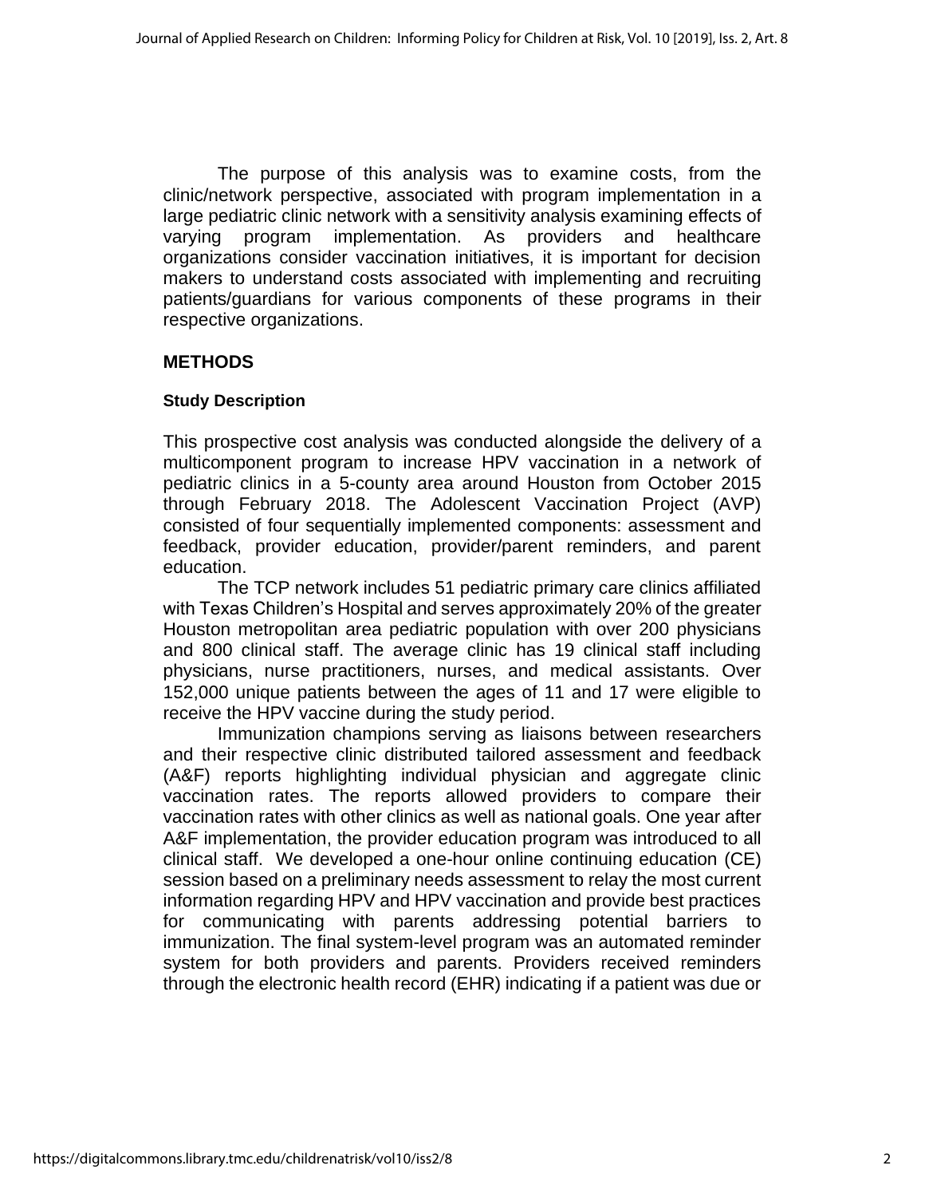The purpose of this analysis was to examine costs, from the clinic/network perspective, associated with program implementation in a large pediatric clinic network with a sensitivity analysis examining effects of varying program implementation. As providers and healthcare organizations consider vaccination initiatives, it is important for decision makers to understand costs associated with implementing and recruiting patients/guardians for various components of these programs in their respective organizations.

## METHODS

### Study Description

This prospective cost analysis was conducted alongside the delivery of a multicomponent program to increase HPV vaccination in a network of pediatric clinics in a 5-county area around Houston from October 2015 through February 2018. The Adolescent Vaccination Project (AVP) consisted of four sequentially implemented components: assessment and feedback, provider education, provider/parent reminders, and parent education.

The TCP network includes 51 pediatric primary care clinics affiliated with Texas Children's Hospital and serves approximately 20% of the greater Houston metropolitan area pediatric population with over 200 physicians and 800 clinical staff. The average clinic has 19 clinical staff including physicians, nurse practitioners, nurses, and medical assistants. Over 152,000 unique patients between the ages of 11 and 17 were eligible to receive the HPV vaccine during the study period.

Immunization champions serving as liaisons between researchers and their respective clinic distributed tailored assessment and feedback (A&F) reports highlighting individual physician and aggregate clinic vaccination rates. The reports allowed providers to compare their vaccination rates with other clinics as well as national goals. One year after A&F implementation, the provider education program was introduced to all clinical staff. We developed a one-hour online continuing education (CE) session based on a preliminary needs assessment to relay the most current information regarding HPV and HPV vaccination and provide best practices for communicating with parents addressing potential barriers to immunization. The final system-level program was an automated reminder system for both providers and parents. Providers received reminders through the electronic health record (EHR) indicating if a patient was due or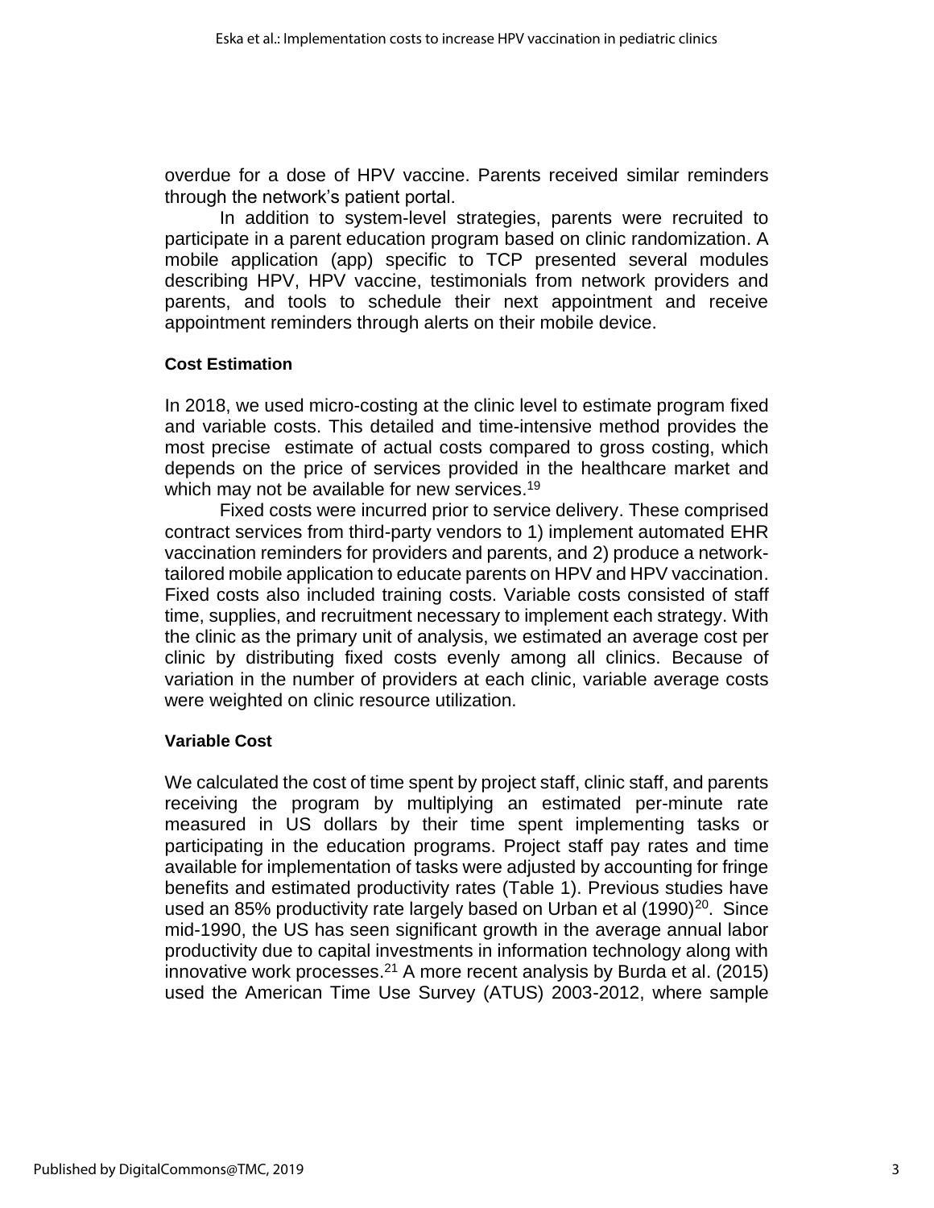overdue for a dose of HPV vaccine. Parents received similar reminders through the network's patient portal.

In addition to system-level strategies, parents were recruited to participate in a parent education program based on clinic randomization. A mobile application (app) specific to TCP presented several modules describing HPV, HPV vaccine, testimonials from network providers and parents, and tools to schedule their next appointment and receive appointment reminders through alerts on their mobile device.

### Cost Estimation

In 2018, we used micro-costing at the clinic level to estimate program fixed and variable costs. This detailed and time-intensive method provides the most precise estimate of actual costs compared to gross costing, which depends on the price of services provided in the healthcare market and which may not be available for new services.[19]

Fixed costs were incurred prior to service delivery. These comprised contract services from third-party vendors to 1) implement automated EHR vaccination reminders for providers and parents, and 2) produce a network-tailored mobile application to educate parents on HPV and HPV vaccination. Fixed costs also included training costs. Variable costs consisted of staff time, supplies, and recruitment necessary to implement each strategy. With the clinic as the primary unit of analysis, we estimated an average cost per clinic by distributing fixed costs evenly among all clinics. Because of variation in the number of providers at each clinic, variable average costs were weighted on clinic resource utilization.

### Variable Cost

We calculated the cost of time spent by project staff, clinic staff, and parents receiving the program by multiplying an estimated per-minute rate measured in US dollars by their time spent implementing tasks or participating in the education programs. Project staff pay rates and time available for implementation of tasks were adjusted by accounting for fringe benefits and estimated productivity rates (Table 1). Previous studies have used an 85% productivity rate largely based on Urban et al (1990)[20]. Since mid-1990, the US has seen significant growth in the average annual labor productivity due to capital investments in information technology along with innovative work processes.[21] A more recent analysis by Burda et al. (2015) used the American Time Use Survey (ATUS) 2003-2012, where sample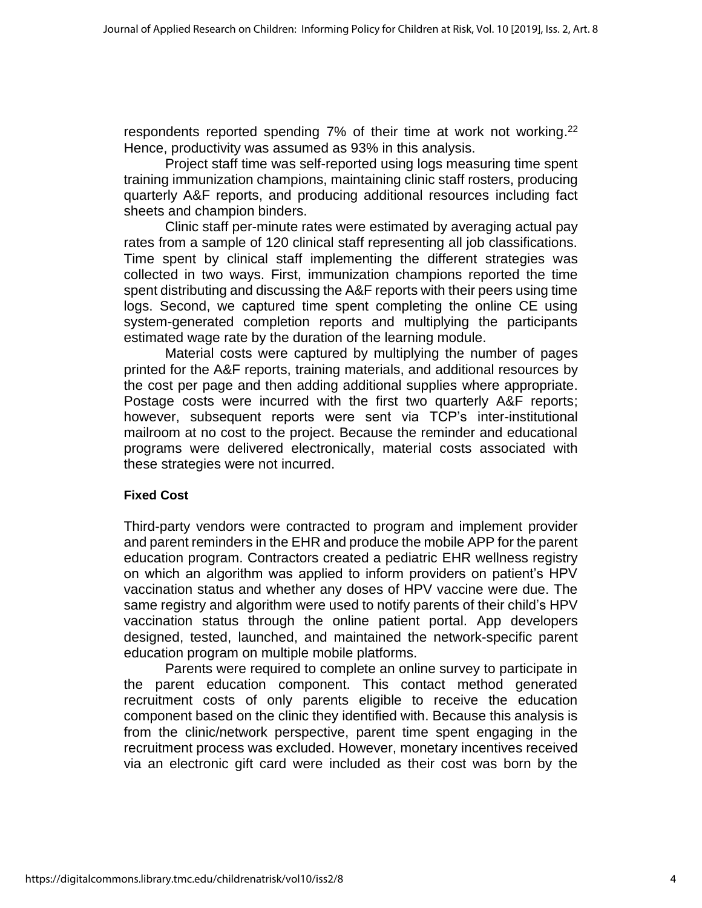respondents reported spending 7% of their time at work not working.[22] Hence, productivity was assumed as 93% in this analysis.

Project staff time was self-reported using logs measuring time spent training immunization champions, maintaining clinic staff rosters, producing quarterly A&F reports, and producing additional resources including fact sheets and champion binders.

Clinic staff per-minute rates were estimated by averaging actual pay rates from a sample of 120 clinical staff representing all job classifications. Time spent by clinical staff implementing the different strategies was collected in two ways. First, immunization champions reported the time spent distributing and discussing the A&F reports with their peers using time logs. Second, we captured time spent completing the online CE using system-generated completion reports and multiplying the participants estimated wage rate by the duration of the learning module.

Material costs were captured by multiplying the number of pages printed for the A&F reports, training materials, and additional resources by the cost per page and then adding additional supplies where appropriate. Postage costs were incurred with the first two quarterly A&F reports; however, subsequent reports were sent via TCP's inter-institutional mailroom at no cost to the project. Because the reminder and educational programs were delivered electronically, material costs associated with these strategies were not incurred.

**Fixed Cost**

Third-party vendors were contracted to program and implement provider and parent reminders in the EHR and produce the mobile APP for the parent education program. Contractors created a pediatric EHR wellness registry on which an algorithm was applied to inform providers on patient's HPV vaccination status and whether any doses of HPV vaccine were due. The same registry and algorithm were used to notify parents of their child's HPV vaccination status through the online patient portal. App developers designed, tested, launched, and maintained the network-specific parent education program on multiple mobile platforms.

Parents were required to complete an online survey to participate in the parent education component. This contact method generated recruitment costs of only parents eligible to receive the education component based on the clinic they identified with. Because this analysis is from the clinic/network perspective, parent time spent engaging in the recruitment process was excluded. However, monetary incentives received via an electronic gift card were included as their cost was born by the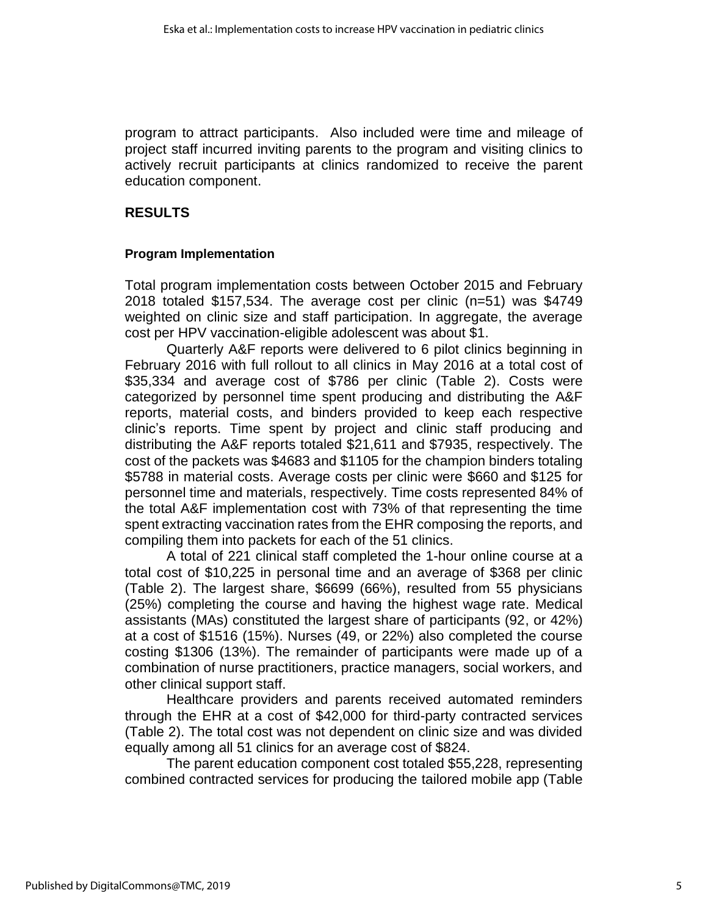program to attract participants. Also included were time and mileage of project staff incurred inviting parents to the program and visiting clinics to actively recruit participants at clinics randomized to receive the parent education component.

## RESULTS

### Program Implementation

Total program implementation costs between October 2015 and February 2018 totaled $157,534. The average cost per clinic (n=51) was $4749 weighted on clinic size and staff participation. In aggregate, the average cost per HPV vaccination-eligible adolescent was about $1.

Quarterly A&F reports were delivered to 6 pilot clinics beginning in February 2016 with full rollout to all clinics in May 2016 at a total cost of $35,334 and average cost of $786 per clinic (Table 2). Costs were categorized by personnel time spent producing and distributing the A&F reports, material costs, and binders provided to keep each respective clinic's reports. Time spent by project and clinic staff producing and distributing the A&F reports totaled $21,611 and $7935, respectively. The cost of the packets was $4683 and $1105 for the champion binders totaling $5788 in material costs. Average costs per clinic were $660 and $125 for personnel time and materials, respectively. Time costs represented 84% of the total A&F implementation cost with 73% of that representing the time spent extracting vaccination rates from the EHR composing the reports, and compiling them into packets for each of the 51 clinics.

A total of 221 clinical staff completed the 1-hour online course at a total cost of $10,225 in personal time and an average of $368 per clinic (Table 2). The largest share, $6699 (66%), resulted from 55 physicians (25%) completing the course and having the highest wage rate. Medical assistants (MAs) constituted the largest share of participants (92, or 42%) at a cost of $1516 (15%). Nurses (49, or 22%) also completed the course costing $1306 (13%). The remainder of participants were made up of a combination of nurse practitioners, practice managers, social workers, and other clinical support staff.

Healthcare providers and parents received automated reminders through the EHR at a cost of $42,000 for third-party contracted services (Table 2). The total cost was not dependent on clinic size and was divided equally among all 51 clinics for an average cost of $824.

The parent education component cost totaled $55,228, representing combined contracted services for producing the tailored mobile app (Table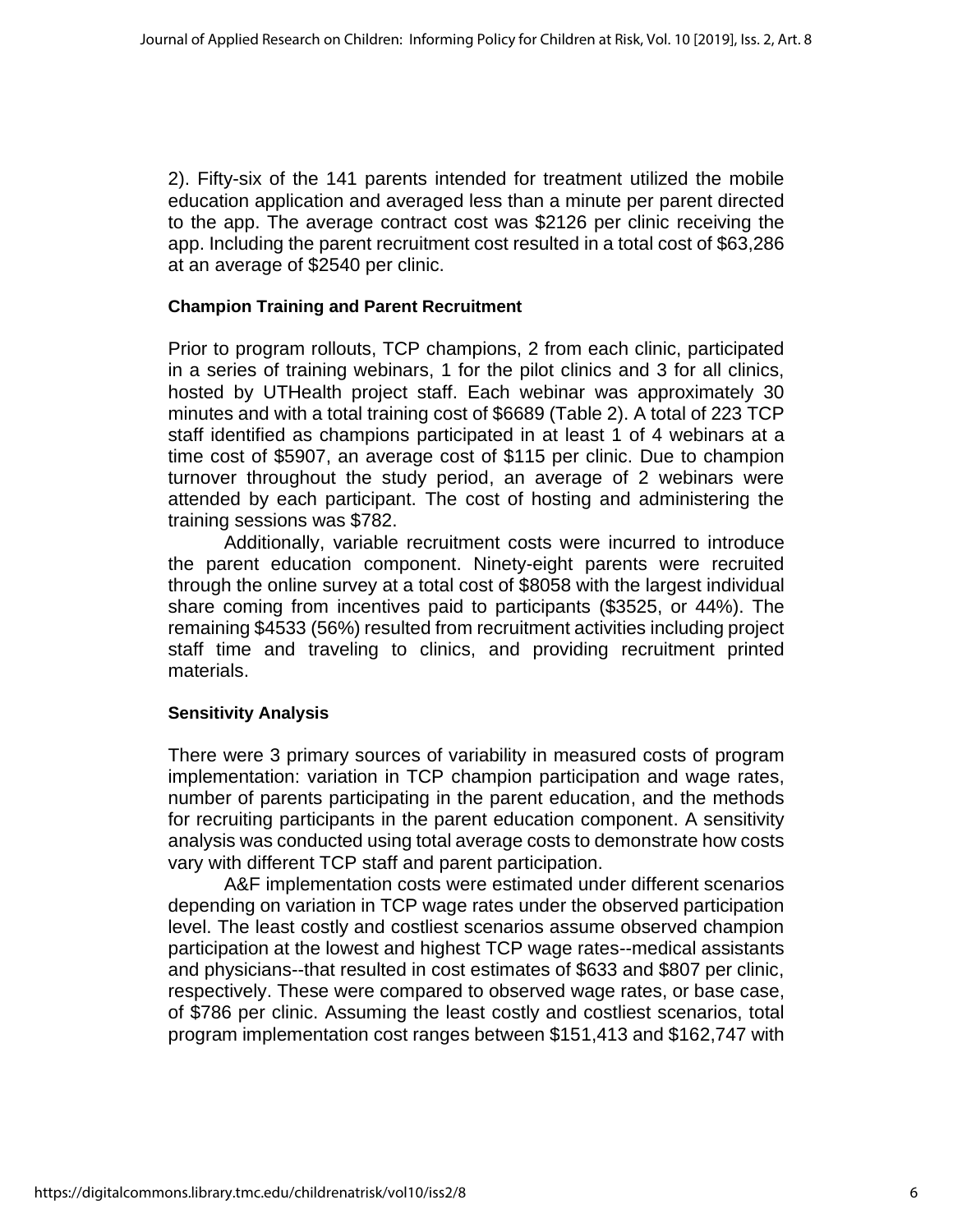2). Fifty-six of the 141 parents intended for treatment utilized the mobile education application and averaged less than a minute per parent directed to the app. The average contract cost was $2126 per clinic receiving the app. Including the parent recruitment cost resulted in a total cost of $63,286 at an average of $2540 per clinic.

### Champion Training and Parent Recruitment

Prior to program rollouts, TCP champions, 2 from each clinic, participated in a series of training webinars, 1 for the pilot clinics and 3 for all clinics, hosted by UTHealth project staff. Each webinar was approximately 30 minutes and with a total training cost of $6689 (Table 2). A total of 223 TCP staff identified as champions participated in at least 1 of 4 webinars at a time cost of $5907, an average cost of $115 per clinic. Due to champion turnover throughout the study period, an average of 2 webinars were attended by each participant. The cost of hosting and administering the training sessions was $782.

Additionally, variable recruitment costs were incurred to introduce the parent education component. Ninety-eight parents were recruited through the online survey at a total cost of $8058 with the largest individual share coming from incentives paid to participants ($3525, or 44%). The remaining $4533 (56%) resulted from recruitment activities including project staff time and traveling to clinics, and providing recruitment printed materials.

### Sensitivity Analysis

There were 3 primary sources of variability in measured costs of program implementation: variation in TCP champion participation and wage rates, number of parents participating in the parent education, and the methods for recruiting participants in the parent education component. A sensitivity analysis was conducted using total average costs to demonstrate how costs vary with different TCP staff and parent participation.

A&F implementation costs were estimated under different scenarios depending on variation in TCP wage rates under the observed participation level. The least costly and costliest scenarios assume observed champion participation at the lowest and highest TCP wage rates--medical assistants and physicians--that resulted in cost estimates of $633 and $807 per clinic, respectively. These were compared to observed wage rates, or base case, of $786 per clinic. Assuming the least costly and costliest scenarios, total program implementation cost ranges between $151,413 and $162,747 with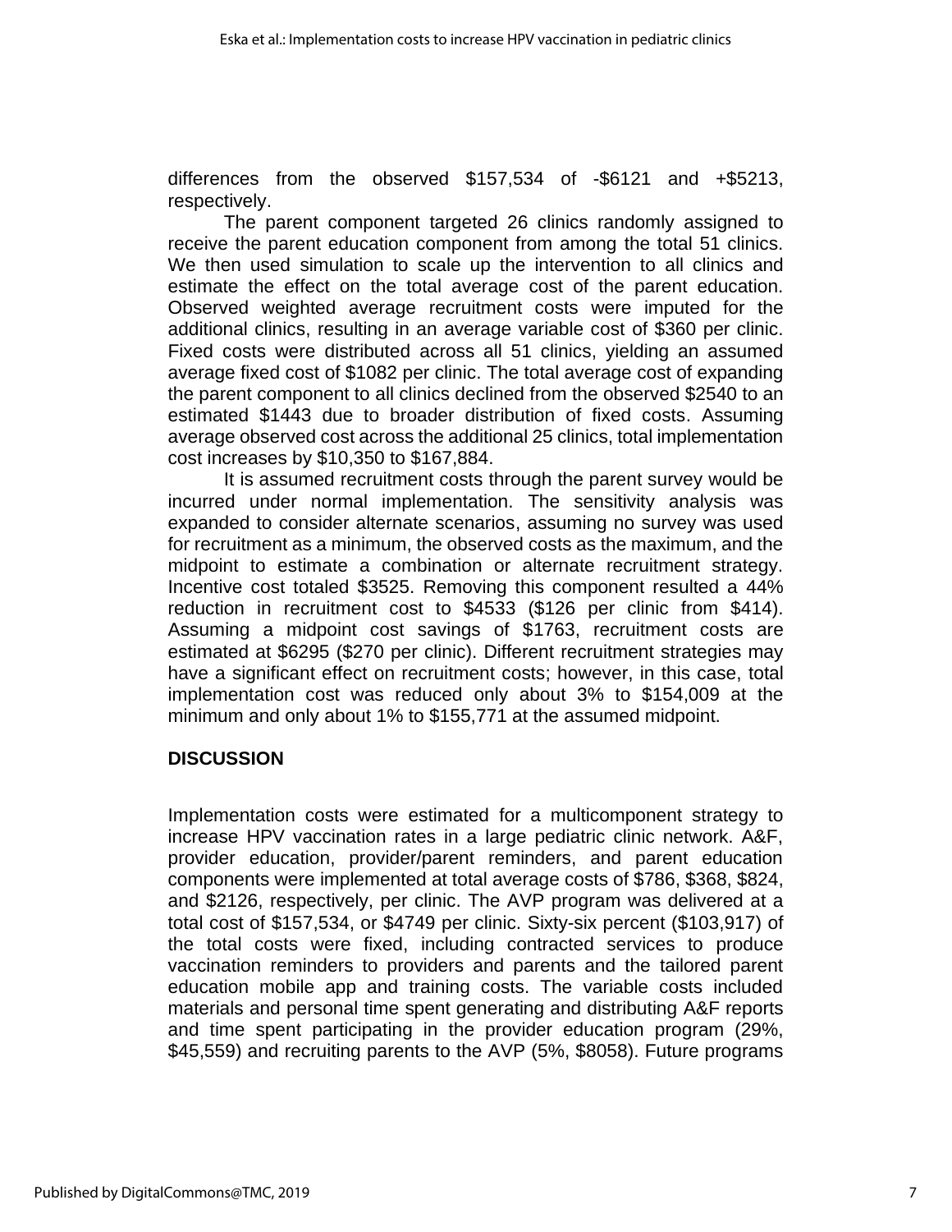differences from the observed $157,534 of -$6121 and +$5213, respectively.

The parent component targeted 26 clinics randomly assigned to receive the parent education component from among the total 51 clinics. We then used simulation to scale up the intervention to all clinics and estimate the effect on the total average cost of the parent education. Observed weighted average recruitment costs were imputed for the additional clinics, resulting in an average variable cost of $360 per clinic. Fixed costs were distributed across all 51 clinics, yielding an assumed average fixed cost of $1082 per clinic. The total average cost of expanding the parent component to all clinics declined from the observed $2540 to an estimated $1443 due to broader distribution of fixed costs. Assuming average observed cost across the additional 25 clinics, total implementation cost increases by $10,350 to $167,884.

It is assumed recruitment costs through the parent survey would be incurred under normal implementation. The sensitivity analysis was expanded to consider alternate scenarios, assuming no survey was used for recruitment as a minimum, the observed costs as the maximum, and the midpoint to estimate a combination or alternate recruitment strategy. Incentive cost totaled $3525. Removing this component resulted a 44% reduction in recruitment cost to $4533 ($126 per clinic from $414). Assuming a midpoint cost savings of $1763, recruitment costs are estimated at $6295 ($270 per clinic). Different recruitment strategies may have a significant effect on recruitment costs; however, in this case, total implementation cost was reduced only about 3% to $154,009 at the minimum and only about 1% to $155,771 at the assumed midpoint.

## DISCUSSION

Implementation costs were estimated for a multicomponent strategy to increase HPV vaccination rates in a large pediatric clinic network. A&F, provider education, provider/parent reminders, and parent education components were implemented at total average costs of $786, $368, $824, and $2126, respectively, per clinic. The AVP program was delivered at a total cost of $157,534, or $4749 per clinic. Sixty-six percent ($103,917) of the total costs were fixed, including contracted services to produce vaccination reminders to providers and parents and the tailored parent education mobile app and training costs. The variable costs included materials and personal time spent generating and distributing A&F reports and time spent participating in the provider education program (29%, $45,559) and recruiting parents to the AVP (5%, $8058). Future programs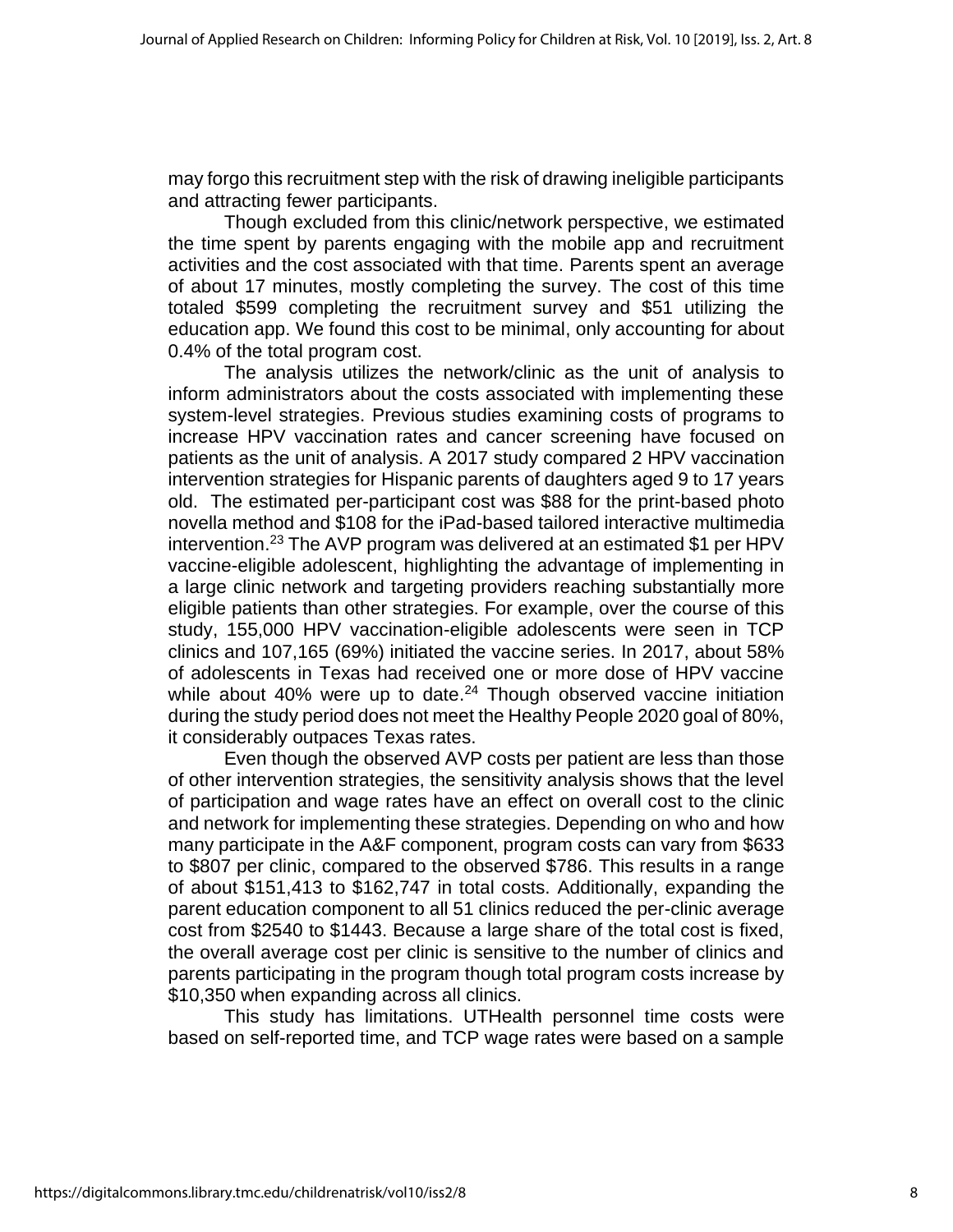may forgo this recruitment step with the risk of drawing ineligible participants and attracting fewer participants.

Though excluded from this clinic/network perspective, we estimated the time spent by parents engaging with the mobile app and recruitment activities and the cost associated with that time. Parents spent an average of about 17 minutes, mostly completing the survey. The cost of this time totaled $599 completing the recruitment survey and $51 utilizing the education app. We found this cost to be minimal, only accounting for about 0.4% of the total program cost.

The analysis utilizes the network/clinic as the unit of analysis to inform administrators about the costs associated with implementing these system-level strategies. Previous studies examining costs of programs to increase HPV vaccination rates and cancer screening have focused on patients as the unit of analysis. A 2017 study compared 2 HPV vaccination intervention strategies for Hispanic parents of daughters aged 9 to 17 years old. The estimated per-participant cost was $88 for the print-based photo novella method and $108 for the iPad-based tailored interactive multimedia intervention.[23] The AVP program was delivered at an estimated $1 per HPV vaccine-eligible adolescent, highlighting the advantage of implementing in a large clinic network and targeting providers reaching substantially more eligible patients than other strategies. For example, over the course of this study, 155,000 HPV vaccination-eligible adolescents were seen in TCP clinics and 107,165 (69%) initiated the vaccine series. In 2017, about 58% of adolescents in Texas had received one or more dose of HPV vaccine while about 40% were up to date.[24] Though observed vaccine initiation during the study period does not meet the Healthy People 2020 goal of 80%, it considerably outpaces Texas rates.

Even though the observed AVP costs per patient are less than those of other intervention strategies, the sensitivity analysis shows that the level of participation and wage rates have an effect on overall cost to the clinic and network for implementing these strategies. Depending on who and how many participate in the A&F component, program costs can vary from $633 to $807 per clinic, compared to the observed $786. This results in a range of about $151,413 to $162,747 in total costs. Additionally, expanding the parent education component to all 51 clinics reduced the per-clinic average cost from $2540 to $1443. Because a large share of the total cost is fixed, the overall average cost per clinic is sensitive to the number of clinics and parents participating in the program though total program costs increase by $10,350 when expanding across all clinics.

This study has limitations. UTHealth personnel time costs were based on self-reported time, and TCP wage rates were based on a sample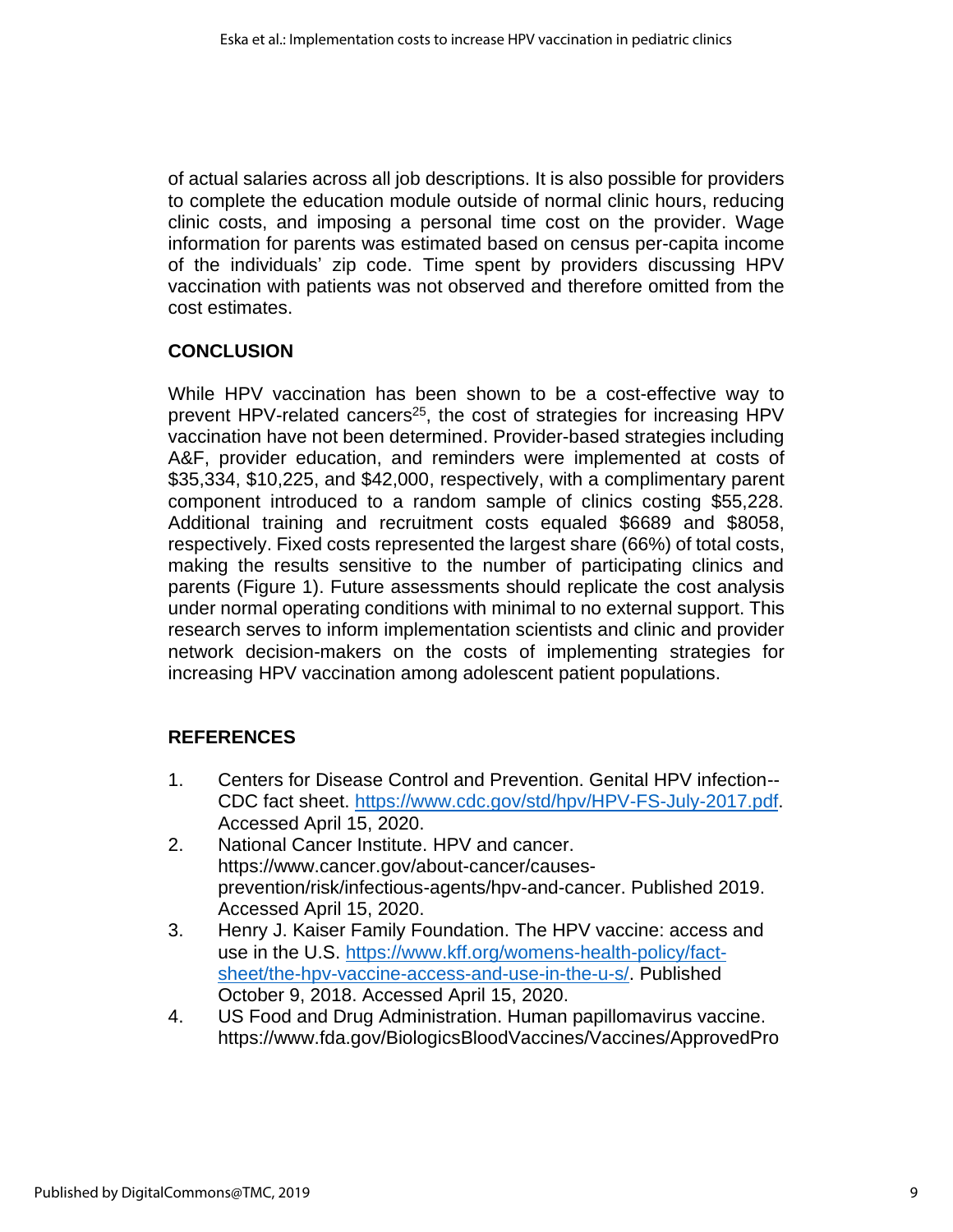of actual salaries across all job descriptions. It is also possible for providers to complete the education module outside of normal clinic hours, reducing clinic costs, and imposing a personal time cost on the provider. Wage information for parents was estimated based on census per-capita income of the individuals' zip code. Time spent by providers discussing HPV vaccination with patients was not observed and therefore omitted from the cost estimates.

## CONCLUSION

While HPV vaccination has been shown to be a cost-effective way to prevent HPV-related cancers[25], the cost of strategies for increasing HPV vaccination have not been determined. Provider-based strategies including A&F, provider education, and reminders were implemented at costs of $35,334, $10,225, and $42,000, respectively, with a complimentary parent component introduced to a random sample of clinics costing $55,228. Additional training and recruitment costs equaled $6689 and $8058, respectively. Fixed costs represented the largest share (66%) of total costs, making the results sensitive to the number of participating clinics and parents (Figure 1). Future assessments should replicate the cost analysis under normal operating conditions with minimal to no external support. This research serves to inform implementation scientists and clinic and provider network decision-makers on the costs of implementing strategies for increasing HPV vaccination among adolescent patient populations.

## REFERENCES

1. Centers for Disease Control and Prevention. Genital HPV infection--CDC fact sheet. https://www.cdc.gov/std/hpv/HPV-FS-July-2017.pdf. Accessed April 15, 2020.
2. National Cancer Institute. HPV and cancer. https://www.cancer.gov/about-cancer/causes-prevention/risk/infectious-agents/hpv-and-cancer. Published 2019. Accessed April 15, 2020.
3. Henry J. Kaiser Family Foundation. The HPV vaccine: access and use in the U.S. https://www.kff.org/womens-health-policy/fact-sheet/the-hpv-vaccine-access-and-use-in-the-u-s/. Published October 9, 2018. Accessed April 15, 2020.
4. US Food and Drug Administration. Human papillomavirus vaccine. https://www.fda.gov/BiologicsBloodVaccines/Vaccines/ApprovedPro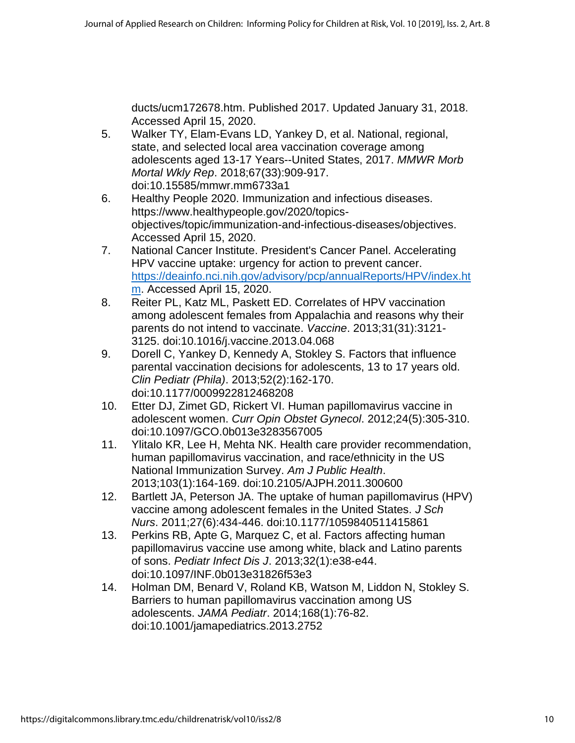ducts/ucm172678.htm. Published 2017. Updated January 31, 2018. Accessed April 15, 2020.

5. Walker TY, Elam-Evans LD, Yankey D, et al. National, regional, state, and selected local area vaccination coverage among adolescents aged 13-17 Years--United States, 2017. *MMWR Morb Mortal Wkly Rep*. 2018;67(33):909-917. doi:10.15585/mmwr.mm6733a1
6. Healthy People 2020. Immunization and infectious diseases. https://www.healthypeople.gov/2020/topics-objectives/topic/immunization-and-infectious-diseases/objectives. Accessed April 15, 2020.
7. National Cancer Institute. President's Cancer Panel. Accelerating HPV vaccine uptake: urgency for action to prevent cancer. https://deainfo.nci.nih.gov/advisory/pcp/annualReports/HPV/index.htm. Accessed April 15, 2020.
8. Reiter PL, Katz ML, Paskett ED. Correlates of HPV vaccination among adolescent females from Appalachia and reasons why their parents do not intend to vaccinate. *Vaccine*. 2013;31(31):3121-3125. doi:10.1016/j.vaccine.2013.04.068
9. Dorell C, Yankey D, Kennedy A, Stokley S. Factors that influence parental vaccination decisions for adolescents, 13 to 17 years old. *Clin Pediatr (Phila)*. 2013;52(2):162-170. doi:10.1177/0009922812468208
10. Etter DJ, Zimet GD, Rickert VI. Human papillomavirus vaccine in adolescent women. *Curr Opin Obstet Gynecol*. 2012;24(5):305-310. doi:10.1097/GCO.0b013e3283567005
11. Ylitalo KR, Lee H, Mehta NK. Health care provider recommendation, human papillomavirus vaccination, and race/ethnicity in the US National Immunization Survey. *Am J Public Health*. 2013;103(1):164-169. doi:10.2105/AJPH.2011.300600
12. Bartlett JA, Peterson JA. The uptake of human papillomavirus (HPV) vaccine among adolescent females in the United States. *J Sch Nurs*. 2011;27(6):434-446. doi:10.1177/1059840511415861
13. Perkins RB, Apte G, Marquez C, et al. Factors affecting human papillomavirus vaccine use among white, black and Latino parents of sons. *Pediatr Infect Dis J*. 2013;32(1):e38-e44. doi:10.1097/INF.0b013e31826f53e3
14. Holman DM, Benard V, Roland KB, Watson M, Liddon N, Stokley S. Barriers to human papillomavirus vaccination among US adolescents. *JAMA Pediatr*. 2014;168(1):76-82. doi:10.1001/jamapediatrics.2013.2752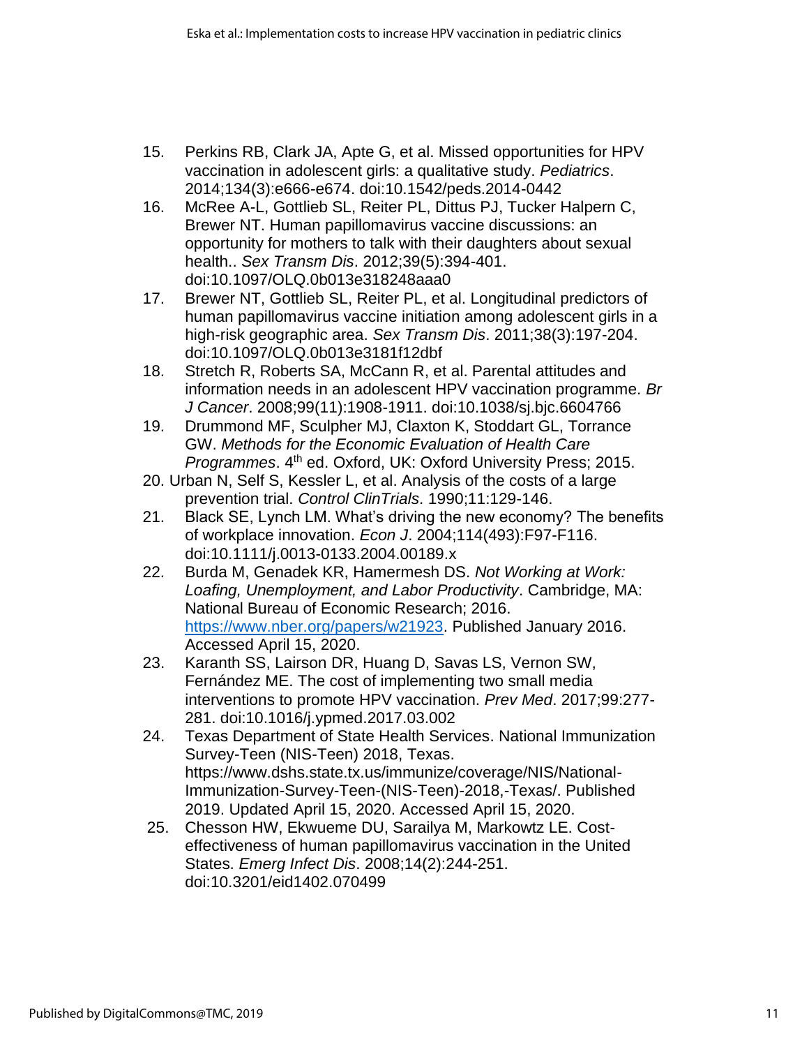15. Perkins RB, Clark JA, Apte G, et al. Missed opportunities for HPV vaccination in adolescent girls: a qualitative study. *Pediatrics*. 2014;134(3):e666-e674. doi:10.1542/peds.2014-0442
16. McRee A-L, Gottlieb SL, Reiter PL, Dittus PJ, Tucker Halpern C, Brewer NT. Human papillomavirus vaccine discussions: an opportunity for mothers to talk with their daughters about sexual health.. *Sex Transm Dis*. 2012;39(5):394-401. doi:10.1097/OLQ.0b013e318248aaa0
17. Brewer NT, Gottlieb SL, Reiter PL, et al. Longitudinal predictors of human papillomavirus vaccine initiation among adolescent girls in a high-risk geographic area. *Sex Transm Dis*. 2011;38(3):197-204. doi:10.1097/OLQ.0b013e3181f12dbf
18. Stretch R, Roberts SA, McCann R, et al. Parental attitudes and information needs in an adolescent HPV vaccination programme. *Br J Cancer*. 2008;99(11):1908-1911. doi:10.1038/sj.bjc.6604766
19. Drummond MF, Sculpher MJ, Claxton K, Stoddart GL, Torrance GW. *Methods for the Economic Evaluation of Health Care Programmes*. 4th ed. Oxford, UK: Oxford University Press; 2015.
20. Urban N, Self S, Kessler L, et al. Analysis of the costs of a large prevention trial. *Control ClinTrials*. 1990;11:129-146.
21. Black SE, Lynch LM. What's driving the new economy? The benefits of workplace innovation. *Econ J*. 2004;114(493):F97-F116. doi:10.1111/j.0013-0133.2004.00189.x
22. Burda M, Genadek KR, Hamermesh DS. *Not Working at Work: Loafing, Unemployment, and Labor Productivity*. Cambridge, MA: National Bureau of Economic Research; 2016. https://www.nber.org/papers/w21923. Published January 2016. Accessed April 15, 2020.
23. Karanth SS, Lairson DR, Huang D, Savas LS, Vernon SW, Fernández ME. The cost of implementing two small media interventions to promote HPV vaccination. *Prev Med*. 2017;99:277-281. doi:10.1016/j.ypmed.2017.03.002
24. Texas Department of State Health Services. National Immunization Survey-Teen (NIS-Teen) 2018, Texas. https://www.dshs.state.tx.us/immunize/coverage/NIS/National-Immunization-Survey-Teen-(NIS-Teen)-2018,-Texas/. Published 2019. Updated April 15, 2020. Accessed April 15, 2020.
25. Chesson HW, Ekwueme DU, Sarailya M, Markowtz LE. Cost-effectiveness of human papillomavirus vaccination in the United States. *Emerg Infect Dis*. 2008;14(2):244-251. doi:10.3201/eid1402.070499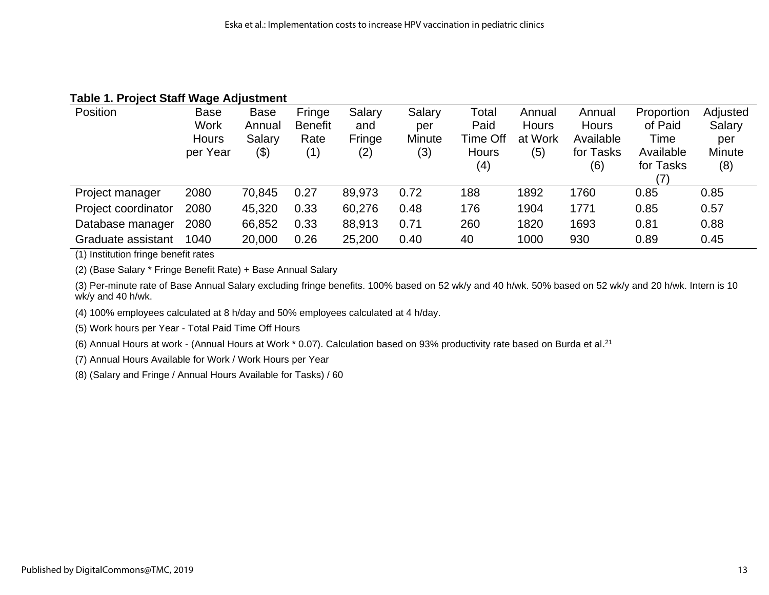**Table 1. Project Staff Wage Adjustment**

| Position | Base Work Hours per Year | Base Annual Salary ($) | Fringe Benefit Rate (1) | Salary and Fringe (2) | Salary per Minute (3) | Total Paid Time Off Hours (4) | Annual Hours at Work (5) | Annual Hours Available for Tasks (6) | Proportion of Paid Time Available for Tasks (7) | Adjusted Salary per Minute (8) |
|---|---|---|---|---|---|---|---|---|---|---|
| Project manager | 2080 | 70,845 | 0.27 | 89,973 | 0.72 | 188 | 1892 | 1760 | 0.85 | 0.85 |
| Project coordinator | 2080 | 45,320 | 0.33 | 60,276 | 0.48 | 176 | 1904 | 1771 | 0.85 | 0.57 |
| Database manager | 2080 | 66,852 | 0.33 | 88,913 | 0.71 | 260 | 1820 | 1693 | 0.81 | 0.88 |
| Graduate assistant | 1040 | 20,000 | 0.26 | 25,200 | 0.40 | 40 | 1000 | 930 | 0.89 | 0.45 |

(1) Institution fringe benefit rates

(2) (Base Salary * Fringe Benefit Rate) + Base Annual Salary

(3) Per-minute rate of Base Annual Salary excluding fringe benefits. 100% based on 52 wk/y and 40 h/wk. 50% based on 52 wk/y and 20 h/wk. Intern is 10 wk/y and 40 h/wk.

(4) 100% employees calculated at 8 h/day and 50% employees calculated at 4 h/day.

(5) Work hours per Year - Total Paid Time Off Hours

(6) Annual Hours at work - (Annual Hours at Work * 0.07). Calculation based on 93% productivity rate based on Burda et al.[21]

(7) Annual Hours Available for Work / Work Hours per Year

(8) (Salary and Fringe / Annual Hours Available for Tasks) / 60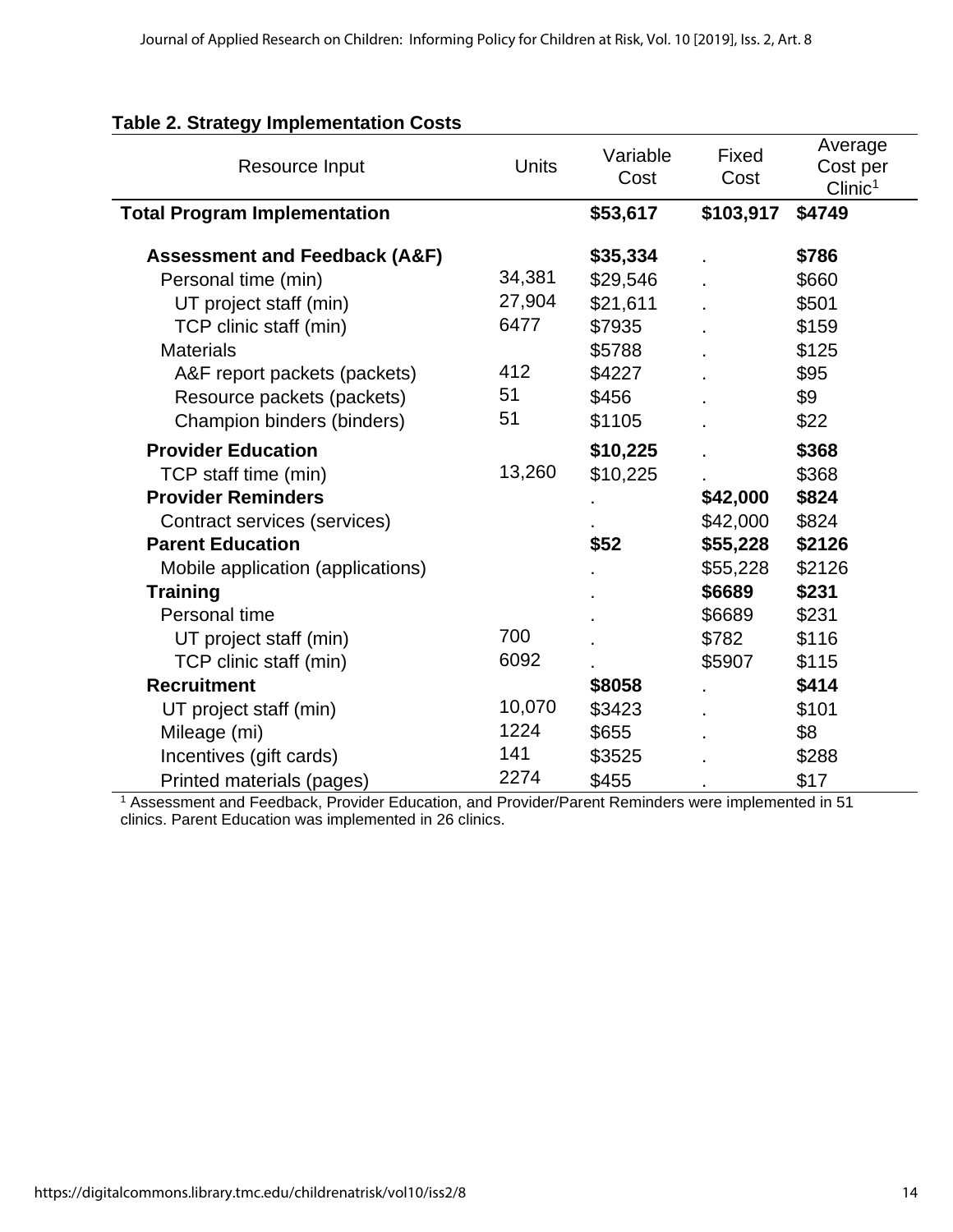**Table 2. Strategy Implementation Costs**

| Resource Input | Units | Variable Cost | Fixed Cost | Average Cost per Clinic[1] |
|---|---|---|---|---|
| **Total Program Implementation** | | **$53,617** | **$103,917** | **$4749** |
| **Assessment and Feedback (A&F)** | | **$35,334** | . | **$786** |
| Personal time (min) | 34,381 | $29,546 | . | $660 |
| UT project staff (min) | 27,904 | $21,611 | . | $501 |
| TCP clinic staff (min) | 6477 | $7935 | . | $159 |
| Materials | | $5788 | . | $125 |
| A&F report packets (packets) | 412 | $4227 | . | $95 |
| Resource packets (packets) | 51 | $456 | . | $9 |
| Champion binders (binders) | 51 | $1105 | . | $22 |
| **Provider Education** | | **$10,225** | . | **$368** |
| TCP staff time (min) | 13,260 | $10,225 | . | $368 |
| **Provider Reminders** | | . | **$42,000** | **$824** |
| Contract services (services) | | . | $42,000 | $824 |
| **Parent Education** | | **$52** | **$55,228** | **$2126** |
| Mobile application (applications) | | . | $55,228 | $2126 |
| **Training** | | . | **$6689** | **$231** |
| Personal time | | . | $6689 | $231 |
| UT project staff (min) | 700 | . | $782 | $116 |
| TCP clinic staff (min) | 6092 | . | $5907 | $115 |
| **Recruitment** | | **$8058** | . | **$414** |
| UT project staff (min) | 10,070 | $3423 | . | $101 |
| Mileage (mi) | 1224 | $655 | . | $8 |
| Incentives (gift cards) | 141 | $3525 | . | $288 |
| Printed materials (pages) | 2274 | $455 | . | $17 |

[1] Assessment and Feedback, Provider Education, and Provider/Parent Reminders were implemented in 51 clinics. Parent Education was implemented in 26 clinics.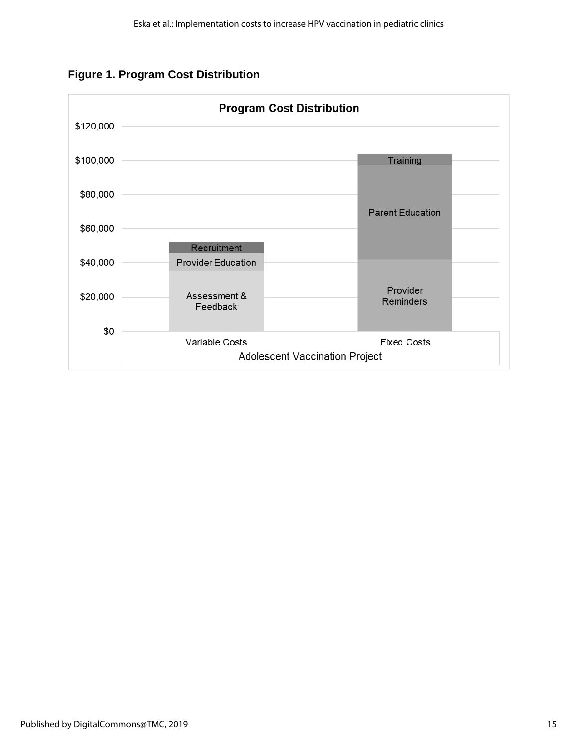**Figure 1. Program Cost Distribution**

Program Cost Distribution

$120,000
$100,000
$80,000
$60,000
$40,000
$20,000
$0

Recruitment
Provider Education
Assessment & Feedback

Training
Parent Education
Provider Reminders

Variable Costs
Fixed Costs

Adolescent Vaccination Project